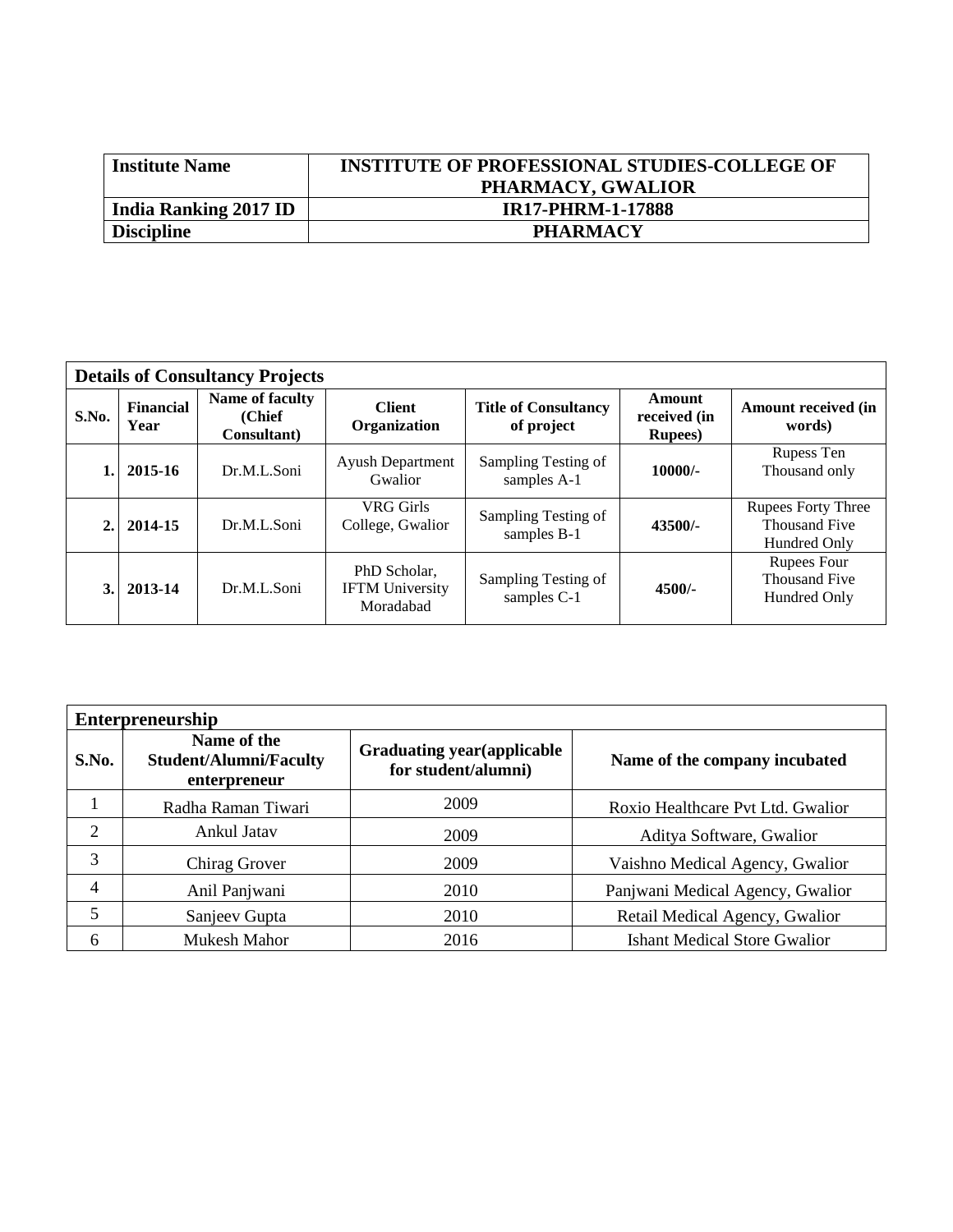| Institute Name | INSTITUTE OF PROFESSIONAL STUDIES-COLLEGE OF PHARMACY, GWALIOR |
|---|---|
| India Ranking 2017 ID | IR17-PHRM-1-17888 |
| Discipline | PHARMACY |

**Details of Consultancy Projects**

| S.No. | Financial Year | Name of faculty (Chief Consultant) | Client Organization | Title of Consultancy of project | Amount received (in Rupees) | Amount received (in words) |
|---|---|---|---|---|---|---|
| 1. | 2015-16 | Dr.M.L.Soni | Ayush Department Gwalior | Sampling Testing of samples A-1 | 10000/- | Rupess Ten Thousand only |
| 2. | 2014-15 | Dr.M.L.Soni | VRG Girls College, Gwalior | Sampling Testing of samples B-1 | 43500/- | Rupees Forty Three Thousand Five Hundred Only |
| 3. | 2013-14 | Dr.M.L.Soni | PhD Scholar, IFTM University Moradabad | Sampling Testing of samples C-1 | 4500/- | Rupees Four Thousand Five Hundred Only |

**Enterpreneurship**

| S.No. | Name of the Student/Alumni/Faculty enterpreneur | Graduating year(applicable for student/alumni) | Name of the company incubated |
|---|---|---|---|
| 1 | Radha Raman Tiwari | 2009 | Roxio Healthcare Pvt Ltd. Gwalior |
| 2 | Ankul Jatav | 2009 | Aditya Software, Gwalior |
| 3 | Chirag Grover | 2009 | Vaishno Medical Agency, Gwalior |
| 4 | Anil Panjwani | 2010 | Panjwani Medical Agency, Gwalior |
| 5 | Sanjeev Gupta | 2010 | Retail Medical Agency, Gwalior |
| 6 | Mukesh Mahor | 2016 | Ishant Medical Store Gwalior |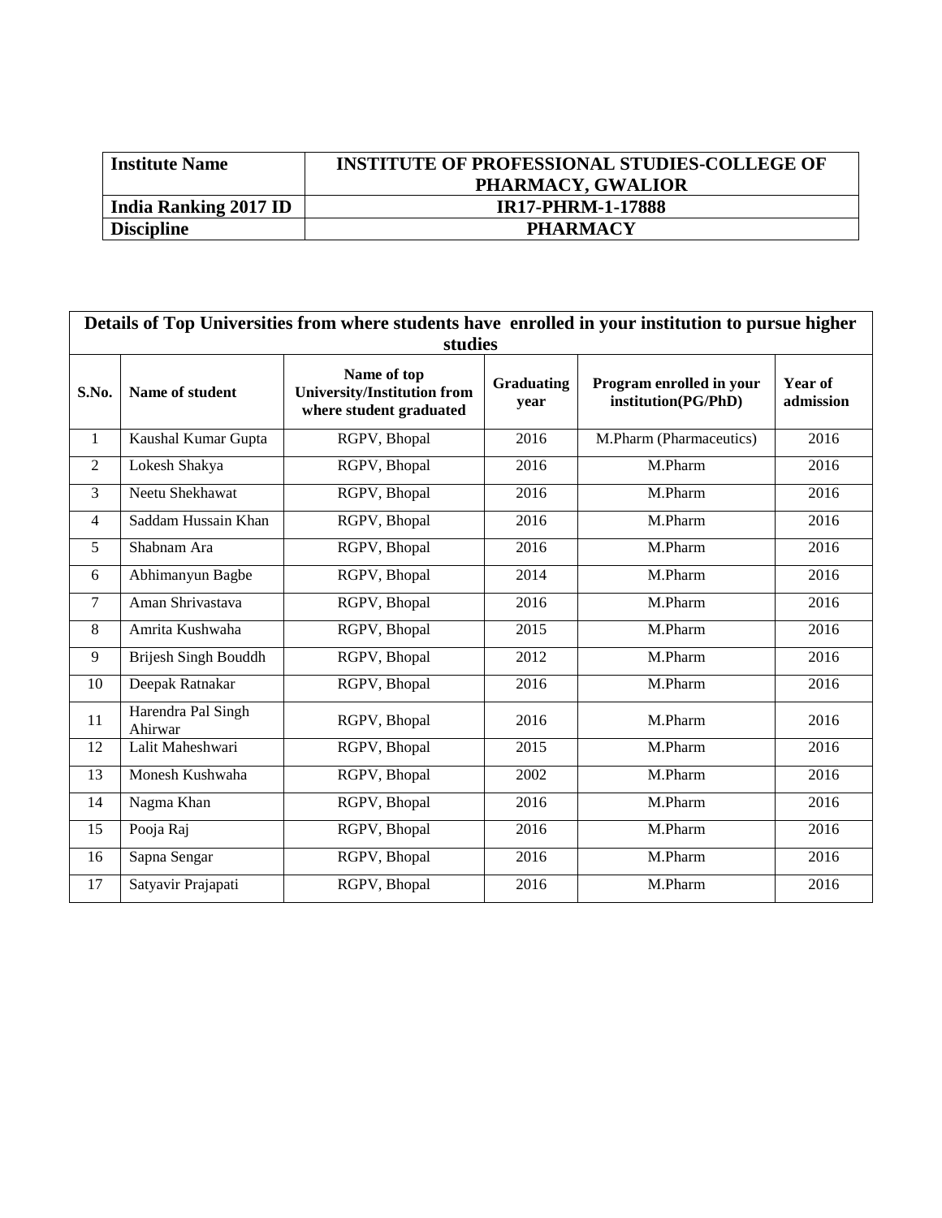| **Institute Name** | **INSTITUTE OF PROFESSIONAL STUDIES-COLLEGE OF PHARMACY, GWALIOR** |
|---|---|
| **India Ranking 2017 ID** | **IR17-PHRM-1-17888** |
| **Discipline** | **PHARMACY** |

| **Details of Top Universities from where students have enrolled in your institution to pursue higher studies** | | | | | |
|---|---|---|---|---|---|
| **S.No.** | **Name of student** | **Name of top University/Institution from where student graduated** | **Graduating year** | **Program enrolled in your institution(PG/PhD)** | **Year of admission** |
| 1 | Kaushal Kumar Gupta | RGPV, Bhopal | 2016 | M.Pharm (Pharmaceutics) | 2016 |
| 2 | Lokesh Shakya | RGPV, Bhopal | 2016 | M.Pharm | 2016 |
| 3 | Neetu Shekhawat | RGPV, Bhopal | 2016 | M.Pharm | 2016 |
| 4 | Saddam Hussain Khan | RGPV, Bhopal | 2016 | M.Pharm | 2016 |
| 5 | Shabnam Ara | RGPV, Bhopal | 2016 | M.Pharm | 2016 |
| 6 | Abhimanyun Bagbe | RGPV, Bhopal | 2014 | M.Pharm | 2016 |
| 7 | Aman Shrivastava | RGPV, Bhopal | 2016 | M.Pharm | 2016 |
| 8 | Amrita Kushwaha | RGPV, Bhopal | 2015 | M.Pharm | 2016 |
| 9 | Brijesh Singh Bouddh | RGPV, Bhopal | 2012 | M.Pharm | 2016 |
| 10 | Deepak Ratnakar | RGPV, Bhopal | 2016 | M.Pharm | 2016 |
| 11 | Harendra Pal Singh Ahirwar | RGPV, Bhopal | 2016 | M.Pharm | 2016 |
| 12 | Lalit Maheshwari | RGPV, Bhopal | 2015 | M.Pharm | 2016 |
| 13 | Monesh Kushwaha | RGPV, Bhopal | 2002 | M.Pharm | 2016 |
| 14 | Nagma Khan | RGPV, Bhopal | 2016 | M.Pharm | 2016 |
| 15 | Pooja Raj | RGPV, Bhopal | 2016 | M.Pharm | 2016 |
| 16 | Sapna Sengar | RGPV, Bhopal | 2016 | M.Pharm | 2016 |
| 17 | Satyavir Prajapati | RGPV, Bhopal | 2016 | M.Pharm | 2016 |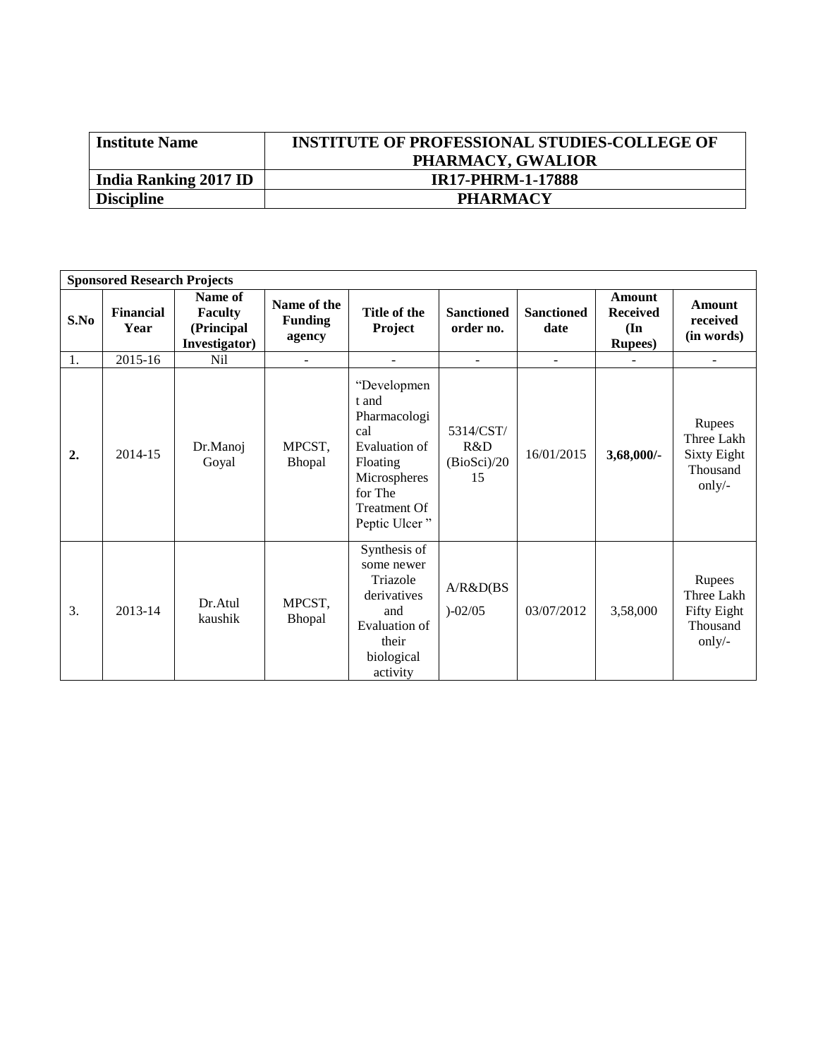| **Institute Name** | **INSTITUTE OF PROFESSIONAL STUDIES-COLLEGE OF PHARMACY, GWALIOR** |
|---|---|
| **India Ranking 2017 ID** | **IR17-PHRM-1-17888** |
| **Discipline** | **PHARMACY** |

**Sponsored Research Projects**

| **S.No** | **Financial Year** | **Name of Faculty (Principal Investigator)** | **Name of the Funding agency** | **Title of the Project** | **Sanctioned order no.** | **Sanctioned date** | **Amount Received (In Rupees)** | **Amount received (in words)** |
|---|---|---|---|---|---|---|---|---|
| 1. | 2015-16 | Nil | - | - | - | - | - | - |
| **2.** | 2014-15 | Dr.Manoj Goyal | MPCST, Bhopal | "Development and Pharmacological Evaluation of Floating Microspheres for The Treatment Of Peptic Ulcer " | 5314/CST/ R&D (BioSci)/2015 | 16/01/2015 | **3,68,000/-** | Rupees Three Lakh Sixty Eight Thousand only/- |
| 3. | 2013-14 | Dr.Atul kaushik | MPCST, Bhopal | Synthesis of some newer Triazole derivatives and Evaluation of their biological activity | A/R&D(BS)-02/05 | 03/07/2012 | 3,58,000 | Rupees Three Lakh Fifty Eight Thousand only/- |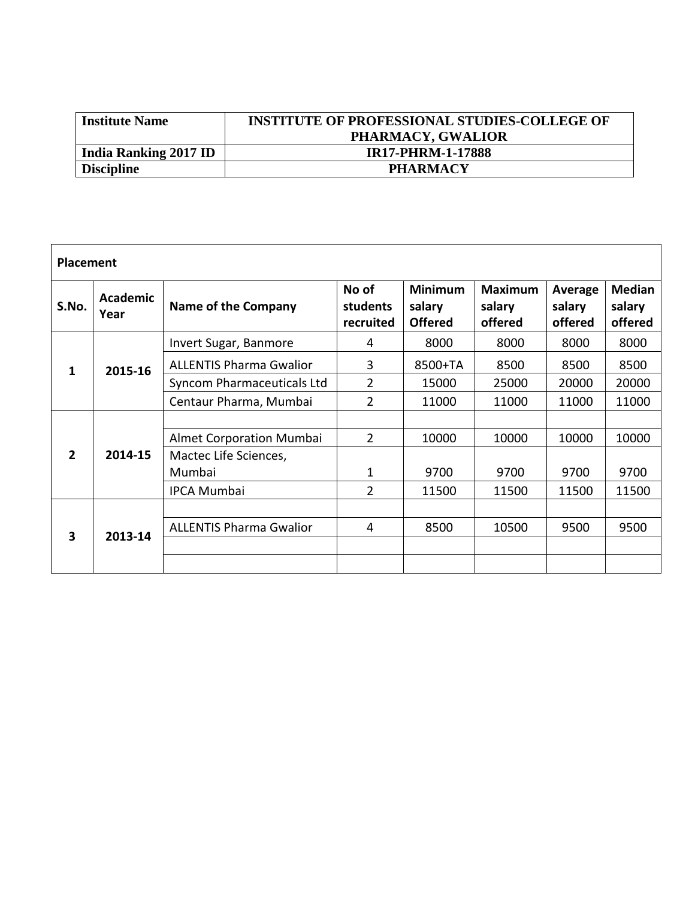| Institute Name | INSTITUTE OF PROFESSIONAL STUDIES-COLLEGE OF PHARMACY, GWALIOR |
|---|---|
| India Ranking 2017 ID | IR17-PHRM-1-17888 |
| Discipline | PHARMACY |

**Placement**

| S.No. | Academic Year | Name of the Company | No of students recruited | Minimum salary Offered | Maximum salary offered | Average salary offered | Median salary offered |
|---|---|---|---|---|---|---|---|
| 1 | 2015-16 | Invert Sugar, Banmore | 4 | 8000 | 8000 | 8000 | 8000 |
| | | ALLENTIS Pharma Gwalior | 3 | 8500+TA | 8500 | 8500 | 8500 |
| | | Syncom Pharmaceuticals Ltd | 2 | 15000 | 25000 | 20000 | 20000 |
| | | Centaur Pharma, Mumbai | 2 | 11000 | 11000 | 11000 | 11000 |
| 2 | 2014-15 | | | | | | |
| | | Almet Corporation Mumbai | 2 | 10000 | 10000 | 10000 | 10000 |
| | | Mactec Life Sciences, Mumbai | 1 | 9700 | 9700 | 9700 | 9700 |
| | | IPCA Mumbai | 2 | 11500 | 11500 | 11500 | 11500 |
| 3 | 2013-14 | | | | | | |
| | | ALLENTIS Pharma Gwalior | 4 | 8500 | 10500 | 9500 | 9500 |
| | | | | | | | |
| | | | | | | | |